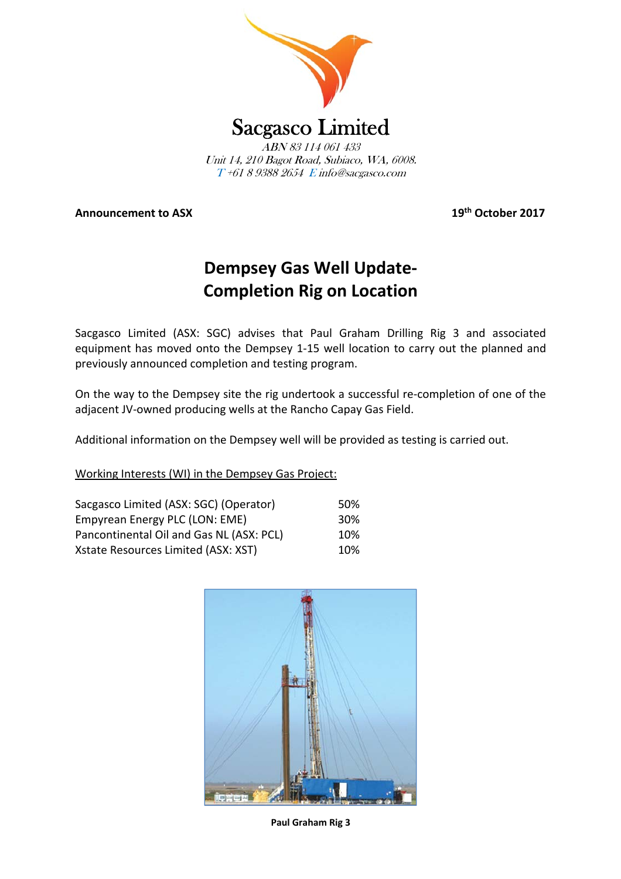# Sacgasco Limited

*ABN 83 114 061 433*
*Unit 14, 210 Bagot Road, Subiaco, WA, 6008.*
*T +61 8 9388 2654 E info@sacgasco.com*

**Announcement to ASX** **19th October 2017**

## Dempsey Gas Well Update- Completion Rig on Location

Sacgasco Limited (ASX: SGC) advises that Paul Graham Drilling Rig 3 and associated equipment has moved onto the Dempsey 1-15 well location to carry out the planned and previously announced completion and testing program.

On the way to the Dempsey site the rig undertook a successful re-completion of one of the adjacent JV-owned producing wells at the Rancho Capay Gas Field.

Additional information on the Dempsey well will be provided as testing is carried out.

Working Interests (WI) in the Dempsey Gas Project:

| | |
|---|---|
| Sacgasco Limited (ASX: SGC) (Operator) | 50% |
| Empyrean Energy PLC (LON: EME) | 30% |
| Pancontinental Oil and Gas NL (ASX: PCL) | 10% |
| Xstate Resources Limited (ASX: XST) | 10% |

**Paul Graham Rig 3**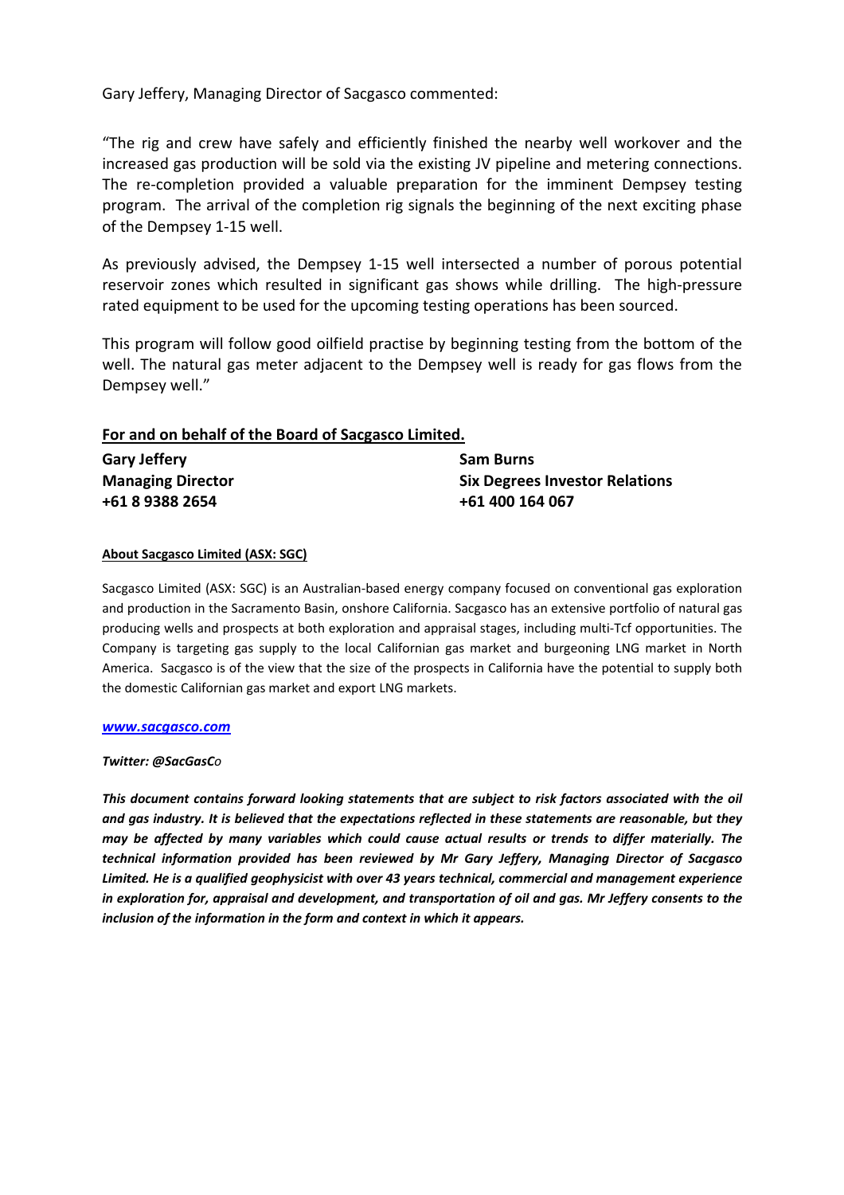Gary Jeffery, Managing Director of Sacgasco commented:

"The rig and crew have safely and efficiently finished the nearby well workover and the increased gas production will be sold via the existing JV pipeline and metering connections. The re-completion provided a valuable preparation for the imminent Dempsey testing program. The arrival of the completion rig signals the beginning of the next exciting phase of the Dempsey 1-15 well.

As previously advised, the Dempsey 1-15 well intersected a number of porous potential reservoir zones which resulted in significant gas shows while drilling. The high-pressure rated equipment to be used for the upcoming testing operations has been sourced.

This program will follow good oilfield practise by beginning testing from the bottom of the well. The natural gas meter adjacent to the Dempsey well is ready for gas flows from the Dempsey well."

**For and on behalf of the Board of Sacgasco Limited.**

**Gary Jeffery**
**Managing Director**
**+61 8 9388 2654**

**Sam Burns**
**Six Degrees Investor Relations**
**+61 400 164 067**

**About Sacgasco Limited (ASX: SGC)**

Sacgasco Limited (ASX: SGC) is an Australian-based energy company focused on conventional gas exploration and production in the Sacramento Basin, onshore California. Sacgasco has an extensive portfolio of natural gas producing wells and prospects at both exploration and appraisal stages, including multi-Tcf opportunities. The Company is targeting gas supply to the local Californian gas market and burgeoning LNG market in North America. Sacgasco is of the view that the size of the prospects in California have the potential to supply both the domestic Californian gas market and export LNG markets.

***www.sacgasco.com***

***Twitter: @SacGasCo***

***This document contains forward looking statements that are subject to risk factors associated with the oil and gas industry. It is believed that the expectations reflected in these statements are reasonable, but they may be affected by many variables which could cause actual results or trends to differ materially. The technical information provided has been reviewed by Mr Gary Jeffery, Managing Director of Sacgasco Limited. He is a qualified geophysicist with over 43 years technical, commercial and management experience in exploration for, appraisal and development, and transportation of oil and gas. Mr Jeffery consents to the inclusion of the information in the form and context in which it appears.***